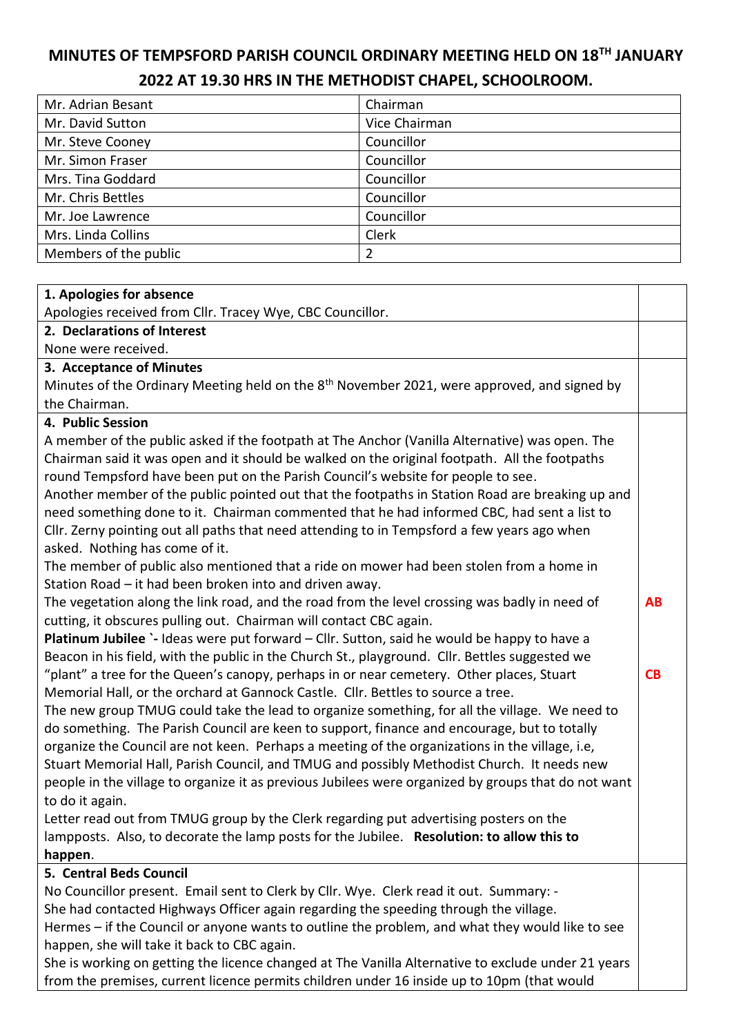# MINUTES OF TEMPSFORD PARISH COUNCIL ORDINARY MEETING HELD ON 18TH JANUARY 2022 AT 19.30 HRS IN THE METHODIST CHAPEL, SCHOOLROOM.

| | |
|---|---|
| Mr. Adrian Besant | Chairman |
| Mr. David Sutton | Vice Chairman |
| Mr. Steve Cooney | Councillor |
| Mr. Simon Fraser | Councillor |
| Mrs. Tina Goddard | Councillor |
| Mr. Chris Bettles | Councillor |
| Mr. Joe Lawrence | Councillor |
| Mrs. Linda Collins | Clerk |
| Members of the public | 2 |

| | |
|---|---|
| **1. Apologies for absence**<br>Apologies received from Cllr. Tracey Wye, CBC Councillor. | |
| **2. Declarations of Interest**<br>None were received. | |
| **3. Acceptance of Minutes**<br>Minutes of the Ordinary Meeting held on the 8th November 2021, were approved, and signed by the Chairman. | |
| **4. Public Session**<br>A member of the public asked if the footpath at The Anchor (Vanilla Alternative) was open. The Chairman said it was open and it should be walked on the original footpath. All the footpaths round Tempsford have been put on the Parish Council's website for people to see.<br>Another member of the public pointed out that the footpaths in Station Road are breaking up and need something done to it. Chairman commented that he had informed CBC, had sent a list to Cllr. Zerny pointing out all paths that need attending to in Tempsford a few years ago when asked. Nothing has come of it.<br>The member of public also mentioned that a ride on mower had been stolen from a home in Station Road – it had been broken into and driven away.<br>The vegetation along the link road, and the road from the level crossing was badly in need of cutting, it obscures pulling out. Chairman will contact CBC again.<br>**Platinum Jubilee `-** Ideas were put forward – Cllr. Sutton, said he would be happy to have a Beacon in his field, with the public in the Church St., playground. Cllr. Bettles suggested we "plant" a tree for the Queen's canopy, perhaps in or near cemetery. Other places, Stuart Memorial Hall, or the orchard at Gannock Castle. Cllr. Bettles to source a tree.<br>The new group TMUG could take the lead to organize something, for all the village. We need to do something. The Parish Council are keen to support, finance and encourage, but to totally organize the Council are not keen. Perhaps a meeting of the organizations in the village, i.e, Stuart Memorial Hall, Parish Council, and TMUG and possibly Methodist Church. It needs new people in the village to organize it as previous Jubilees were organized by groups that do not want to do it again.<br>Letter read out from TMUG group by the Clerk regarding put advertising posters on the lampposts. Also, to decorate the lamp posts for the Jubilee. **Resolution: to allow this to happen**. | **AB**<br><br>**CB** |
| **5. Central Beds Council**<br>No Councillor present. Email sent to Clerk by Cllr. Wye. Clerk read it out. Summary: -<br>She had contacted Highways Officer again regarding the speeding through the village.<br>Hermes – if the Council or anyone wants to outline the problem, and what they would like to see happen, she will take it back to CBC again.<br>She is working on getting the licence changed at The Vanilla Alternative to exclude under 21 years from the premises, current licence permits children under 16 inside up to 10pm (that would | |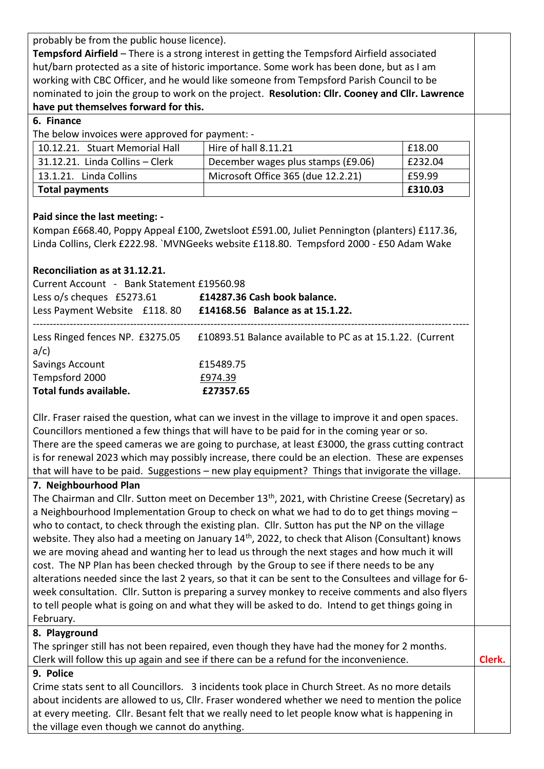probably be from the public house licence).

**Tempsford Airfield** – There is a strong interest in getting the Tempsford Airfield associated hut/barn protected as a site of historic importance. Some work has been done, but as I am working with CBC Officer, and he would like someone from Tempsford Parish Council to be nominated to join the group to work on the project. **Resolution: Cllr. Cooney and Cllr. Lawrence have put themselves forward for this.**

## 6. Finance

The below invoices were approved for payment: -

| 10.12.21. Stuart Memorial Hall | Hire of hall 8.11.21 | £18.00 |
|---|---|---|
| 31.12.21. Linda Collins – Clerk | December wages plus stamps (£9.06) | £232.04 |
| 13.1.21. Linda Collins | Microsoft Office 365 (due 12.2.21) | £59.99 |
| **Total payments** | | **£310.03** |

**Paid since the last meeting: -**

Kompan £668.40, Poppy Appeal £100, Zwetsloot £591.00, Juliet Pennington (planters) £117.36, Linda Collins, Clerk £222.98. `MVNGeeks website £118.80. Tempsford 2000 - £50 Adam Wake

**Reconciliation as at 31.12.21.**

Current Account - Bank Statement £19560.98

Less o/s cheques £5273.61 **£14287.36 Cash book balance.**

Less Payment Website £118. 80 **£14168.56 Balance as at 15.1.22.**

---

Less Ringed fences NP. £3275.05 £10893.51 Balance available to PC as at 15.1.22. (Current a/c)

Savings Account £15489.75

Tempsford 2000 £974.39

**Total funds available.** **£27357.65**

Cllr. Fraser raised the question, what can we invest in the village to improve it and open spaces. Councillors mentioned a few things that will have to be paid for in the coming year or so. There are the speed cameras we are going to purchase, at least £3000, the grass cutting contract is for renewal 2023 which may possibly increase, there could be an election. These are expenses that will have to be paid. Suggestions – new play equipment? Things that invigorate the village.

## 7. Neighbourhood Plan

The Chairman and Cllr. Sutton meet on December 13th, 2021, with Christine Creese (Secretary) as a Neighbourhood Implementation Group to check on what we had to do to get things moving – who to contact, to check through the existing plan. Cllr. Sutton has put the NP on the village website. They also had a meeting on January 14th, 2022, to check that Alison (Consultant) knows we are moving ahead and wanting her to lead us through the next stages and how much it will cost. The NP Plan has been checked through by the Group to see if there needs to be any alterations needed since the last 2 years, so that it can be sent to the Consultees and village for 6-week consultation. Cllr. Sutton is preparing a survey monkey to receive comments and also flyers to tell people what is going on and what they will be asked to do. Intend to get things going in February.

## 8. Playground

The springer still has not been repaired, even though they have had the money for 2 months. Clerk will follow this up again and see if there can be a refund for the inconvenience. **Clerk.**

## 9. Police

Crime stats sent to all Councillors. 3 incidents took place in Church Street. As no more details about incidents are allowed to us, Cllr. Fraser wondered whether we need to mention the police at every meeting. Cllr. Besant felt that we really need to let people know what is happening in the village even though we cannot do anything.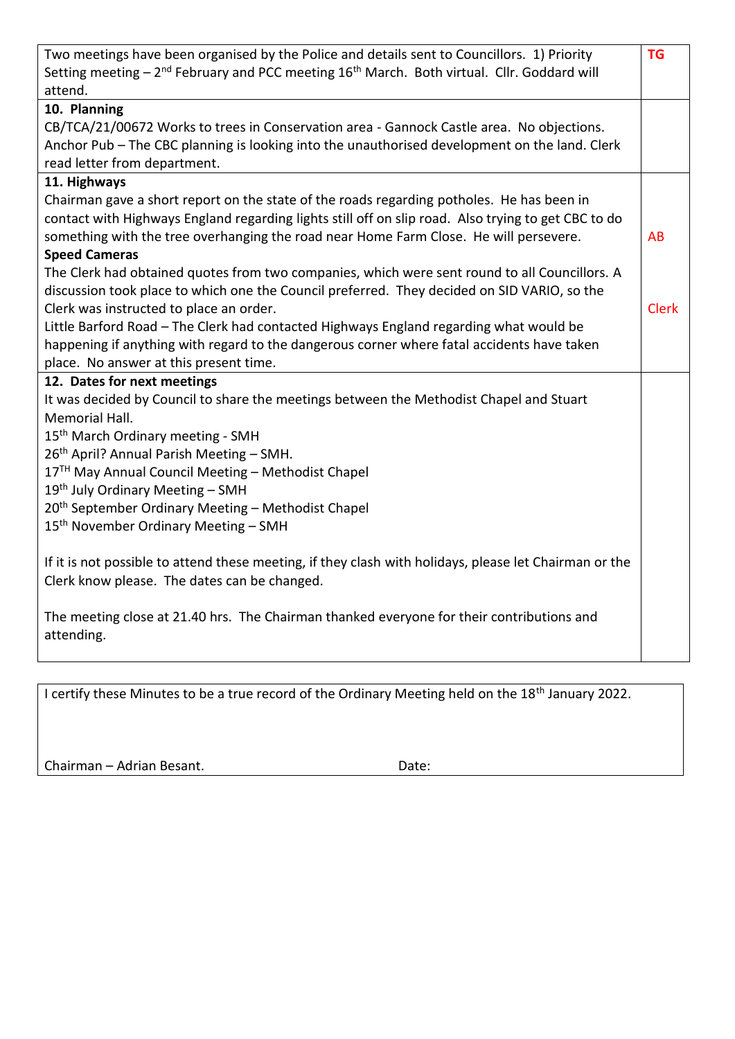| | |
|---|---|
| Two meetings have been organised by the Police and details sent to Councillors. 1) Priority Setting meeting – 2nd February and PCC meeting 16th March. Both virtual. Cllr. Goddard will attend. | **TG** |
| **10. Planning**<br>CB/TCA/21/00672 Works to trees in Conservation area - Gannock Castle area. No objections.<br>Anchor Pub – The CBC planning is looking into the unauthorised development on the land. Clerk read letter from department. | |
| **11. Highways**<br>Chairman gave a short report on the state of the roads regarding potholes. He has been in contact with Highways England regarding lights still off on slip road. Also trying to get CBC to do something with the tree overhanging the road near Home Farm Close. He will persevere.<br>**Speed Cameras**<br>The Clerk had obtained quotes from two companies, which were sent round to all Councillors. A discussion took place to which one the Council preferred. They decided on SID VARIO, so the Clerk was instructed to place an order.<br>Little Barford Road – The Clerk had contacted Highways England regarding what would be happening if anything with regard to the dangerous corner where fatal accidents have taken place. No answer at this present time. | AB<br><br>Clerk |
| **12. Dates for next meetings**<br>It was decided by Council to share the meetings between the Methodist Chapel and Stuart Memorial Hall.<br>15th March Ordinary meeting - SMH<br>26th April? Annual Parish Meeting – SMH.<br>17TH May Annual Council Meeting – Methodist Chapel<br>19th July Ordinary Meeting – SMH<br>20th September Ordinary Meeting – Methodist Chapel<br>15th November Ordinary Meeting – SMH<br><br>If it is not possible to attend these meeting, if they clash with holidays, please let Chairman or the Clerk know please. The dates can be changed.<br><br>The meeting close at 21.40 hrs. The Chairman thanked everyone for their contributions and attending. | |

I certify these Minutes to be a true record of the Ordinary Meeting held on the 18th January 2022.

Chairman – Adrian Besant. Date: